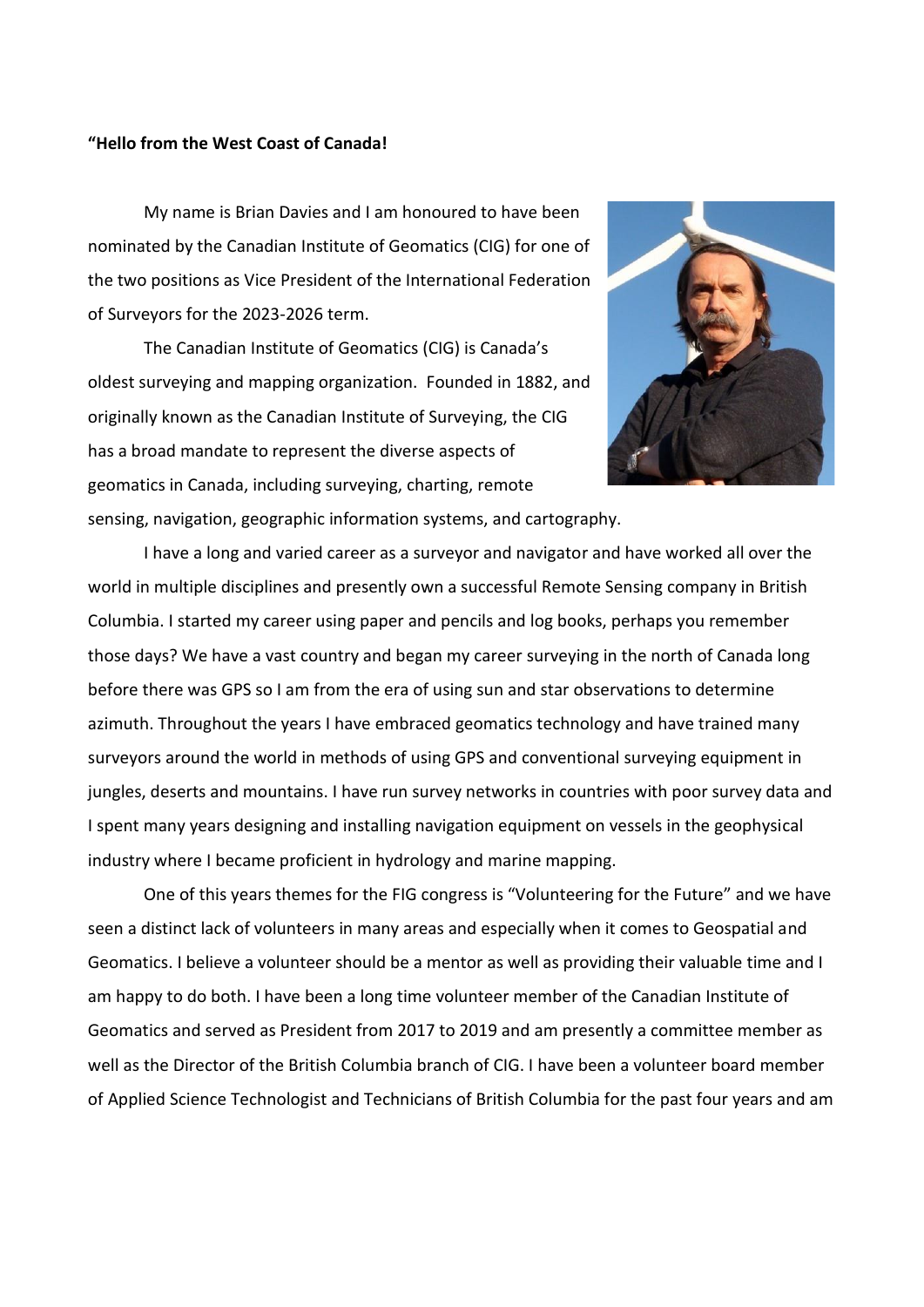**“Hello from the West Coast of Canada!**

My name is Brian Davies and I am honoured to have been nominated by the Canadian Institute of Geomatics (CIG) for one of the two positions as Vice President of the International Federation of Surveyors for the 2023-2026 term.

The Canadian Institute of Geomatics (CIG) is Canada’s oldest surveying and mapping organization. Founded in 1882, and originally known as the Canadian Institute of Surveying, the CIG has a broad mandate to represent the diverse aspects of geomatics in Canada, including surveying, charting, remote sensing, navigation, geographic information systems, and cartography.

I have a long and varied career as a surveyor and navigator and have worked all over the world in multiple disciplines and presently own a successful Remote Sensing company in British Columbia. I started my career using paper and pencils and log books, perhaps you remember those days? We have a vast country and began my career surveying in the north of Canada long before there was GPS so I am from the era of using sun and star observations to determine azimuth. Throughout the years I have embraced geomatics technology and have trained many surveyors around the world in methods of using GPS and conventional surveying equipment in jungles, deserts and mountains. I have run survey networks in countries with poor survey data and I spent many years designing and installing navigation equipment on vessels in the geophysical industry where I became proficient in hydrology and marine mapping.

One of this years themes for the FIG congress is “Volunteering for the Future” and we have seen a distinct lack of volunteers in many areas and especially when it comes to Geospatial and Geomatics. I believe a volunteer should be a mentor as well as providing their valuable time and I am happy to do both. I have been a long time volunteer member of the Canadian Institute of Geomatics and served as President from 2017 to 2019 and am presently a committee member as well as the Director of the British Columbia branch of CIG. I have been a volunteer board member of Applied Science Technologist and Technicians of British Columbia for the past four years and am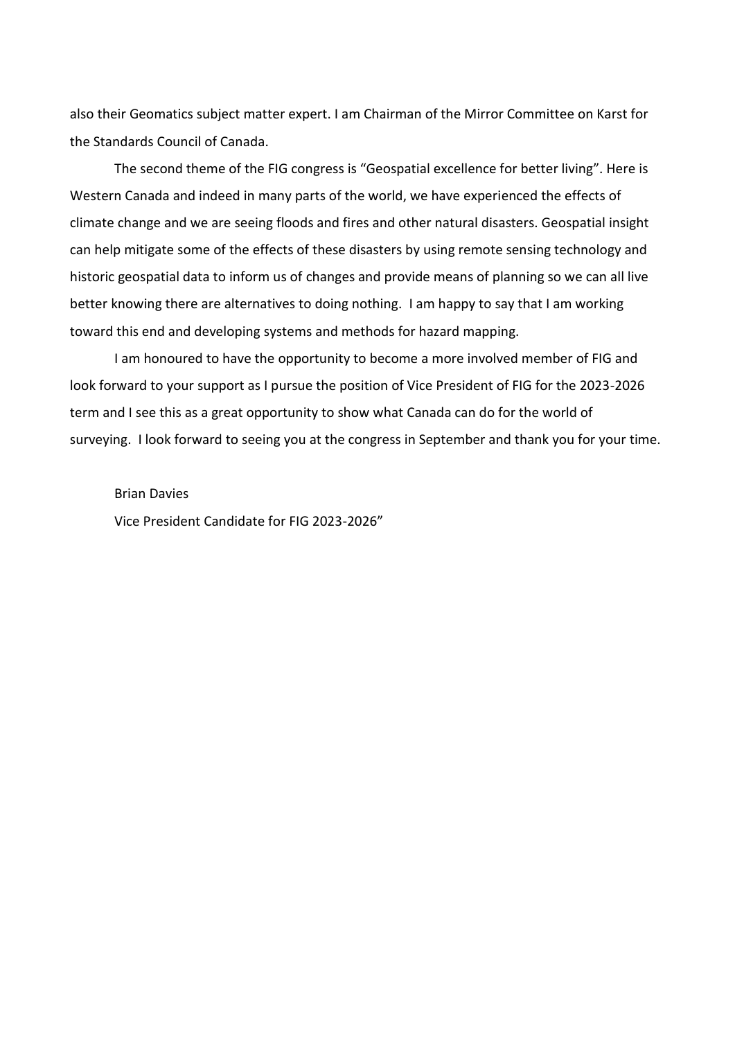also their Geomatics subject matter expert. I am Chairman of the Mirror Committee on Karst for the Standards Council of Canada.

The second theme of the FIG congress is "Geospatial excellence for better living". Here is Western Canada and indeed in many parts of the world, we have experienced the effects of climate change and we are seeing floods and fires and other natural disasters. Geospatial insight can help mitigate some of the effects of these disasters by using remote sensing technology and historic geospatial data to inform us of changes and provide means of planning so we can all live better knowing there are alternatives to doing nothing. I am happy to say that I am working toward this end and developing systems and methods for hazard mapping.

I am honoured to have the opportunity to become a more involved member of FIG and look forward to your support as I pursue the position of Vice President of FIG for the 2023-2026 term and I see this as a great opportunity to show what Canada can do for the world of surveying. I look forward to seeing you at the congress in September and thank you for your time.

Brian Davies

Vice President Candidate for FIG 2023-2026"